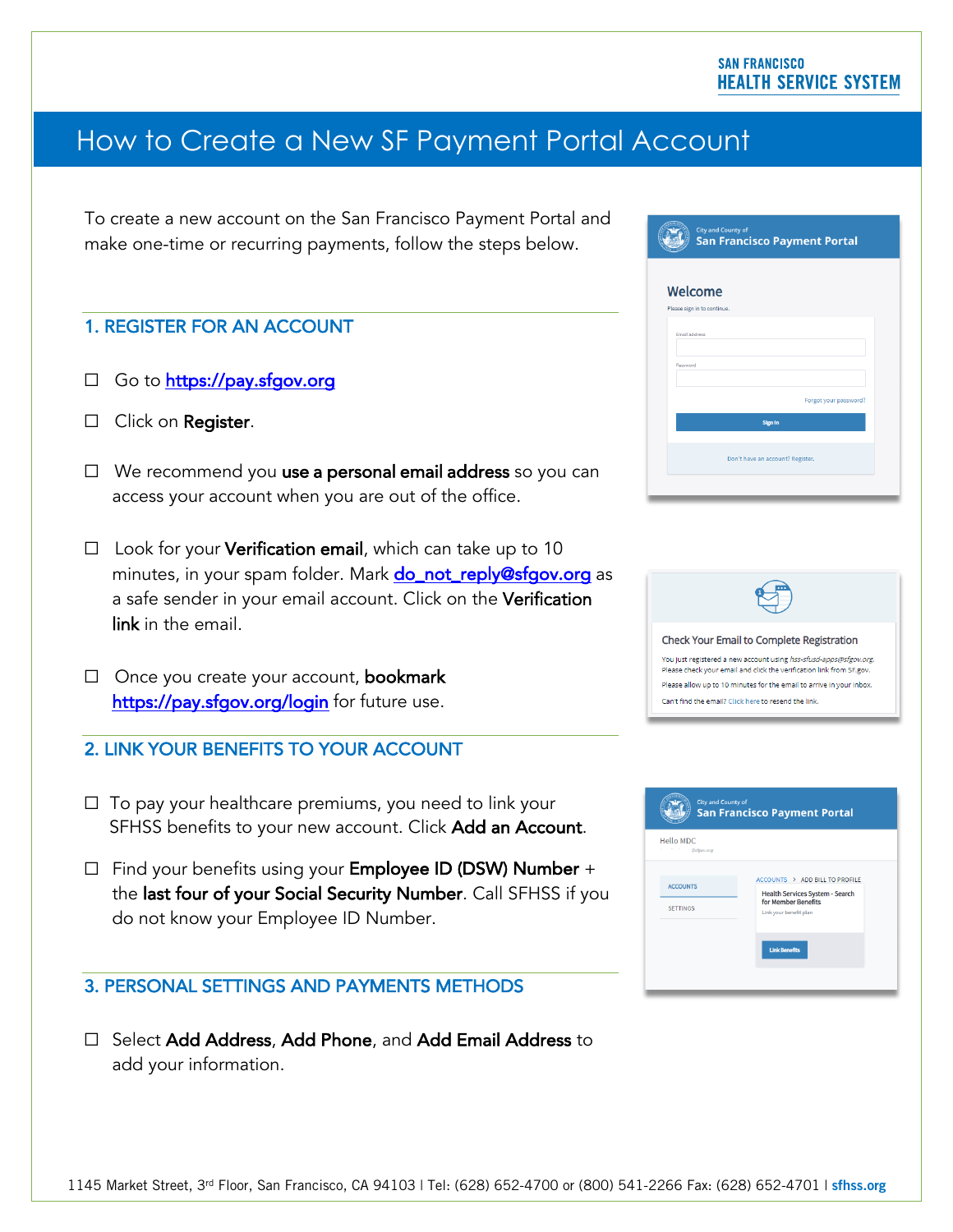SAN FRANCISCO
HEALTH SERVICE SYSTEM

# How to Create a New SF Payment Portal Account

To create a new account on the San Francisco Payment Portal and make one-time or recurring payments, follow the steps below.

## 1. REGISTER FOR AN ACCOUNT

- ☐ Go to https://pay.sfgov.org
- ☐ Click on **Register**.
- ☐ We recommend you **use a personal email address** so you can access your account when you are out of the office.
- ☐ Look for your **Verification email**, which can take up to 10 minutes, in your spam folder. Mark **do_not_reply@sfgov.org** as a safe sender in your email account. Click on the **Verification link** in the email.
- ☐ Once you create your account, **bookmark** https://pay.sfgov.org/login for future use.

## 2. LINK YOUR BENEFITS TO YOUR ACCOUNT

- ☐ To pay your healthcare premiums, you need to link your SFHSS benefits to your new account. Click **Add an Account**.
- ☐ Find your benefits using your **Employee ID (DSW) Number** + the **last four of your Social Security Number**. Call SFHSS if you do not know your Employee ID Number.

## 3. PERSONAL SETTINGS AND PAYMENTS METHODS

- ☐ Select **Add Address**, **Add Phone**, and **Add Email Address** to add your information.

1145 Market Street, 3rd Floor, San Francisco, CA 94103 | Tel: (628) 652-4700 or (800) 541-2266 Fax: (628) 652-4701 | sfhss.org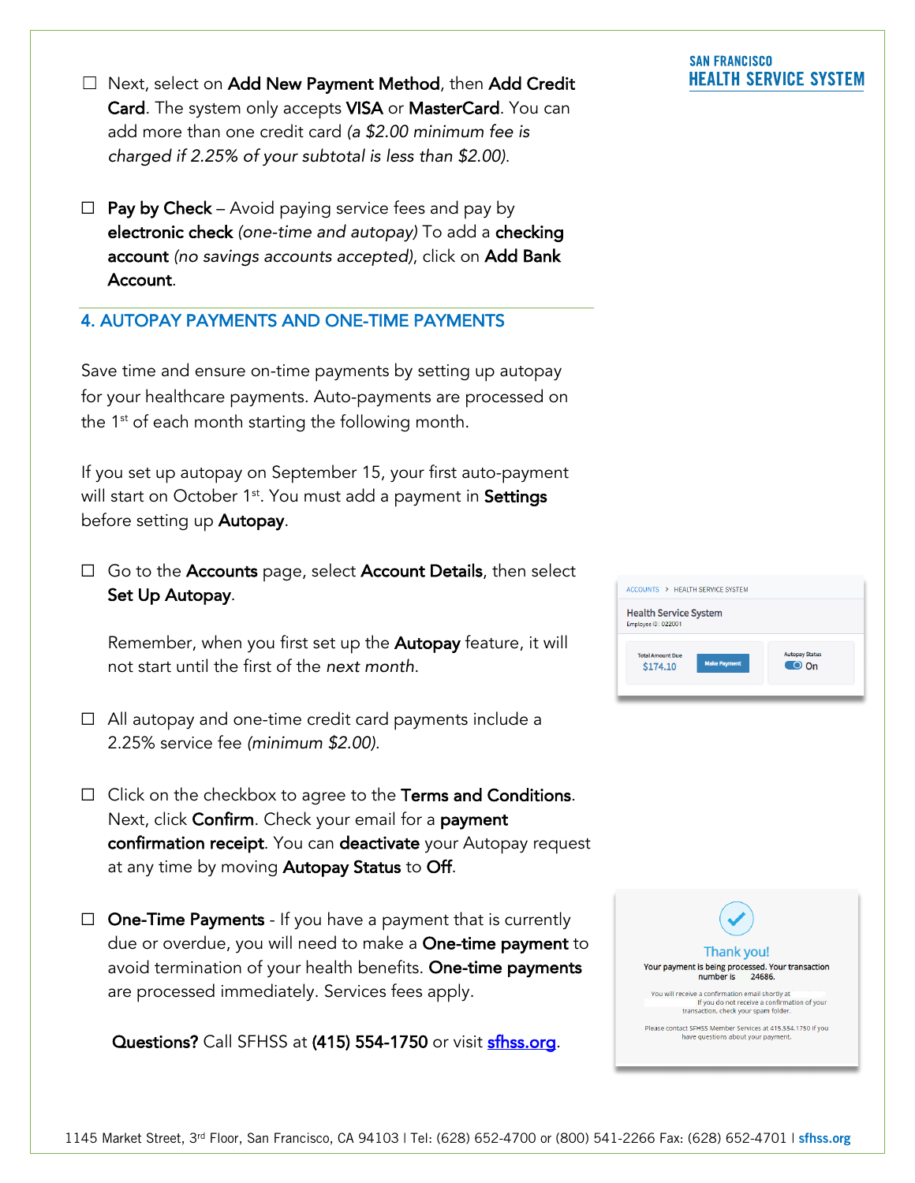- ☐ Next, select on **Add New Payment Method**, then **Add Credit Card**. The system only accepts **VISA** or **MasterCard**. You can add more than one credit card *(a $2.00 minimum fee is charged if 2.25% of your subtotal is less than $2.00)*.

- ☐ **Pay by Check** – Avoid paying service fees and pay by **electronic check** *(one-time and autopay)* To add a **checking account** *(no savings accounts accepted)*, click on **Add Bank Account**.

## 4. AUTOPAY PAYMENTS AND ONE-TIME PAYMENTS

Save time and ensure on-time payments by setting up autopay for your healthcare payments. Auto-payments are processed on the 1st of each month starting the following month.

If you set up autopay on September 15, your first auto-payment will start on October 1st. You must add a payment in **Settings** before setting up **Autopay**.

- ☐ Go to the **Accounts** page, select **Account Details**, then select **Set Up Autopay**.

  Remember, when you first set up the **Autopay** feature, it will not start until the first of the *next month*.

- ☐ All autopay and one-time credit card payments include a 2.25% service fee *(minimum $2.00)*.

- ☐ Click on the checkbox to agree to the **Terms and Conditions**. Next, click **Confirm**. Check your email for a **payment confirmation receipt**. You can **deactivate** your Autopay request at any time by moving **Autopay Status** to **Off**.

- ☐ **One-Time Payments** - If you have a payment that is currently due or overdue, you will need to make a **One-time payment** to avoid termination of your health benefits. **One-time payments** are processed immediately. Services fees apply.

**Questions?** Call SFHSS at **(415) 554-1750** or visit [sfhss.org](https://sfhss.org).

ACCOUNTS > HEALTH SERVICE SYSTEM

Health Service System
Employee ID: 022001

Total Amount Due
$174.10

Make Payment

Autopay Status
On

Thank you!

Your payment is being processed. Your transaction number is 24686.

You will receive a confirmation email shortly at. If you do not receive a confirmation of your transaction, check your spam folder.

Please contact SFHSS Member Services at 415.554.1750 if you have questions about your payment.